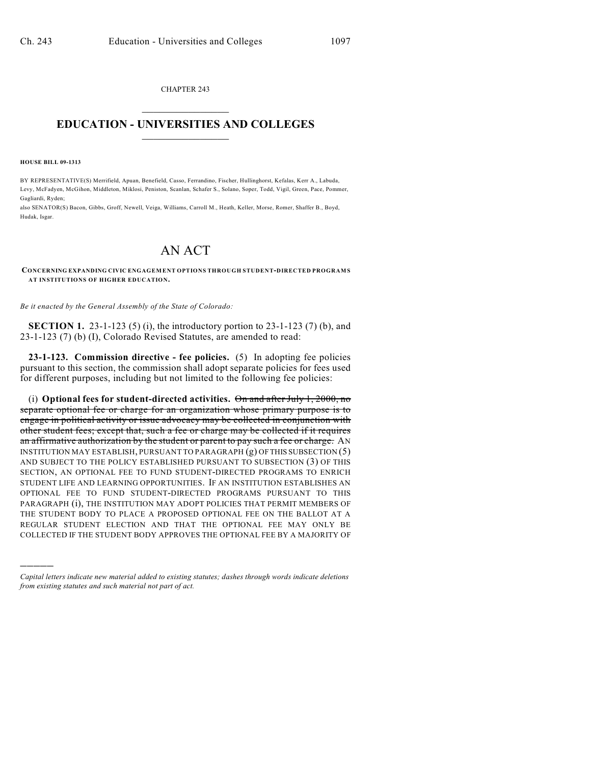CHAPTER 243

# EDUCATION - UNIVERSITIES AND COLLEGES

**HOUSE BILL 09-1313**

BY REPRESENTATIVE(S) Merrifield, Apuan, Benefield, Casso, Ferrandino, Fischer, Hullinghorst, Kefalas, Kerr A., Labuda, Levy, McFadyen, McGihon, Middleton, Miklosi, Peniston, Scanlan, Schafer S., Solano, Soper, Todd, Vigil, Green, Pace, Pommer, Gagliardi, Ryden;
also SENATOR(S) Bacon, Gibbs, Groff, Newell, Veiga, Williams, Carroll M., Heath, Keller, Morse, Romer, Shaffer B., Boyd, Hudak, Isgar.

# AN ACT

**CONCERNING EXPANDING CIVIC ENGAGEMENT OPTIONS THROUGH STUDENT-DIRECTED PROGRAMS AT INSTITUTIONS OF HIGHER EDUCATION.**

*Be it enacted by the General Assembly of the State of Colorado:*

**SECTION 1.** 23-1-123 (5) (i), the introductory portion to 23-1-123 (7) (b), and 23-1-123 (7) (b) (I), Colorado Revised Statutes, are amended to read:

**23-1-123. Commission directive - fee policies.** (5) In adopting fee policies pursuant to this section, the commission shall adopt separate policies for fees used for different purposes, including but not limited to the following fee policies:

(i) **Optional fees for student-directed activities.** ~~On and after July 1, 2000, no separate optional fee or charge for an organization whose primary purpose is to engage in political activity or issue advocacy may be collected in conjunction with other student fees; except that, such a fee or charge may be collected if it requires an affirmative authorization by the student or parent to pay such a fee or charge.~~ AN INSTITUTION MAY ESTABLISH, PURSUANT TO PARAGRAPH (g) OF THIS SUBSECTION (5) AND SUBJECT TO THE POLICY ESTABLISHED PURSUANT TO SUBSECTION (3) OF THIS SECTION, AN OPTIONAL FEE TO FUND STUDENT-DIRECTED PROGRAMS TO ENRICH STUDENT LIFE AND LEARNING OPPORTUNITIES. IF AN INSTITUTION ESTABLISHES AN OPTIONAL FEE TO FUND STUDENT-DIRECTED PROGRAMS PURSUANT TO THIS PARAGRAPH (i), THE INSTITUTION MAY ADOPT POLICIES THAT PERMIT MEMBERS OF THE STUDENT BODY TO PLACE A PROPOSED OPTIONAL FEE ON THE BALLOT AT A REGULAR STUDENT ELECTION AND THAT THE OPTIONAL FEE MAY ONLY BE COLLECTED IF THE STUDENT BODY APPROVES THE OPTIONAL FEE BY A MAJORITY OF

---

*Capital letters indicate new material added to existing statutes; dashes through words indicate deletions from existing statutes and such material not part of act.*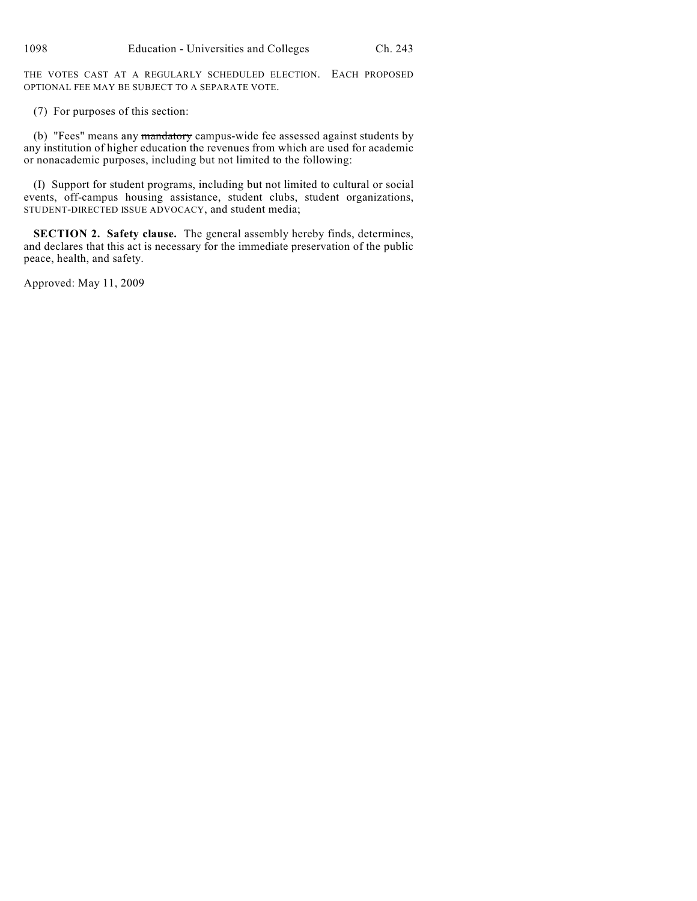THE VOTES CAST AT A REGULARLY SCHEDULED ELECTION. EACH PROPOSED OPTIONAL FEE MAY BE SUBJECT TO A SEPARATE VOTE.

(7) For purposes of this section:

(b) "Fees" means any ~~mandatory~~ campus-wide fee assessed against students by any institution of higher education the revenues from which are used for academic or nonacademic purposes, including but not limited to the following:

(I) Support for student programs, including but not limited to cultural or social events, off-campus housing assistance, student clubs, student organizations, STUDENT-DIRECTED ISSUE ADVOCACY, and student media;

**SECTION 2. Safety clause.** The general assembly hereby finds, determines, and declares that this act is necessary for the immediate preservation of the public peace, health, and safety.

Approved: May 11, 2009